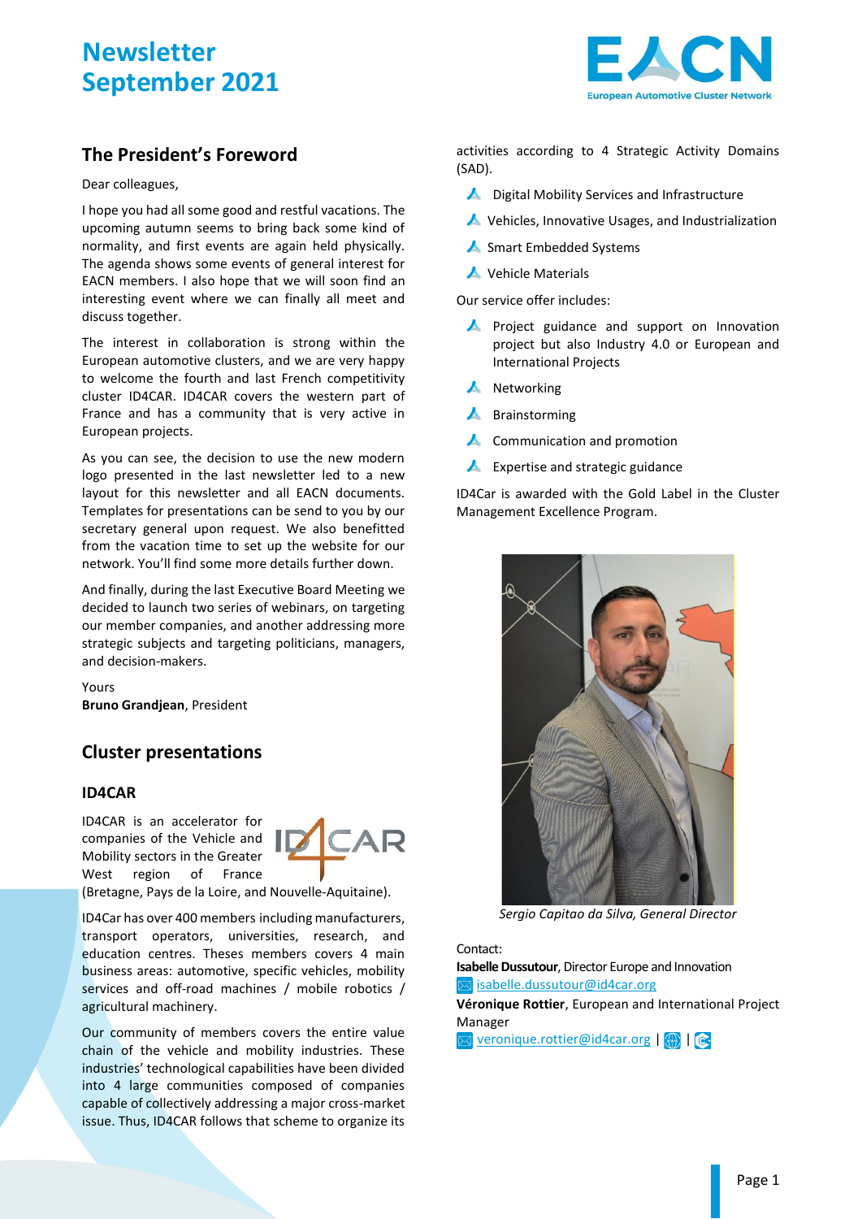# Newsletter September 2021

## The President's Foreword

Dear colleagues,

I hope you had all some good and restful vacations. The upcoming autumn seems to bring back some kind of normality, and first events are again held physically. The agenda shows some events of general interest for EACN members. I also hope that we will soon find an interesting event where we can finally all meet and discuss together.

The interest in collaboration is strong within the European automotive clusters, and we are very happy to welcome the fourth and last French competitivity cluster ID4CAR. ID4CAR covers the western part of France and has a community that is very active in European projects.

As you can see, the decision to use the new modern logo presented in the last newsletter led to a new layout for this newsletter and all EACN documents. Templates for presentations can be send to you by our secretary general upon request. We also benefitted from the vacation time to set up the website for our network. You'll find some more details further down.

And finally, during the last Executive Board Meeting we decided to launch two series of webinars, on targeting our member companies, and another addressing more strategic subjects and targeting politicians, managers, and decision-makers.

Yours
**Bruno Grandjean**, President

## Cluster presentations

### ID4CAR

ID4CAR is an accelerator for companies of the Vehicle and Mobility sectors in the Greater West region of France (Bretagne, Pays de la Loire, and Nouvelle-Aquitaine).

ID4Car has over 400 members including manufacturers, transport operators, universities, research, and education centres. Theses members covers 4 main business areas: automotive, specific vehicles, mobility services and off-road machines / mobile robotics / agricultural machinery.

Our community of members covers the entire value chain of the vehicle and mobility industries. These industries' technological capabilities have been divided into 4 large communities composed of companies capable of collectively addressing a major cross-market issue. Thus, ID4CAR follows that scheme to organize its activities according to 4 Strategic Activity Domains (SAD).

- Digital Mobility Services and Infrastructure
- Vehicles, Innovative Usages, and Industrialization
- Smart Embedded Systems
- Vehicle Materials

Our service offer includes:

- Project guidance and support on Innovation project but also Industry 4.0 or European and International Projects
- Networking
- Brainstorming
- Communication and promotion
- Expertise and strategic guidance

ID4Car is awarded with the Gold Label in the Cluster Management Excellence Program.

*Sergio Capitao da Silva, General Director*

Contact:
**Isabelle Dussutour**, Director Europe and Innovation
isabelle.dussutour@id4car.org
**Véronique Rottier**, European and International Project Manager
veronique.rottier@id4car.org | |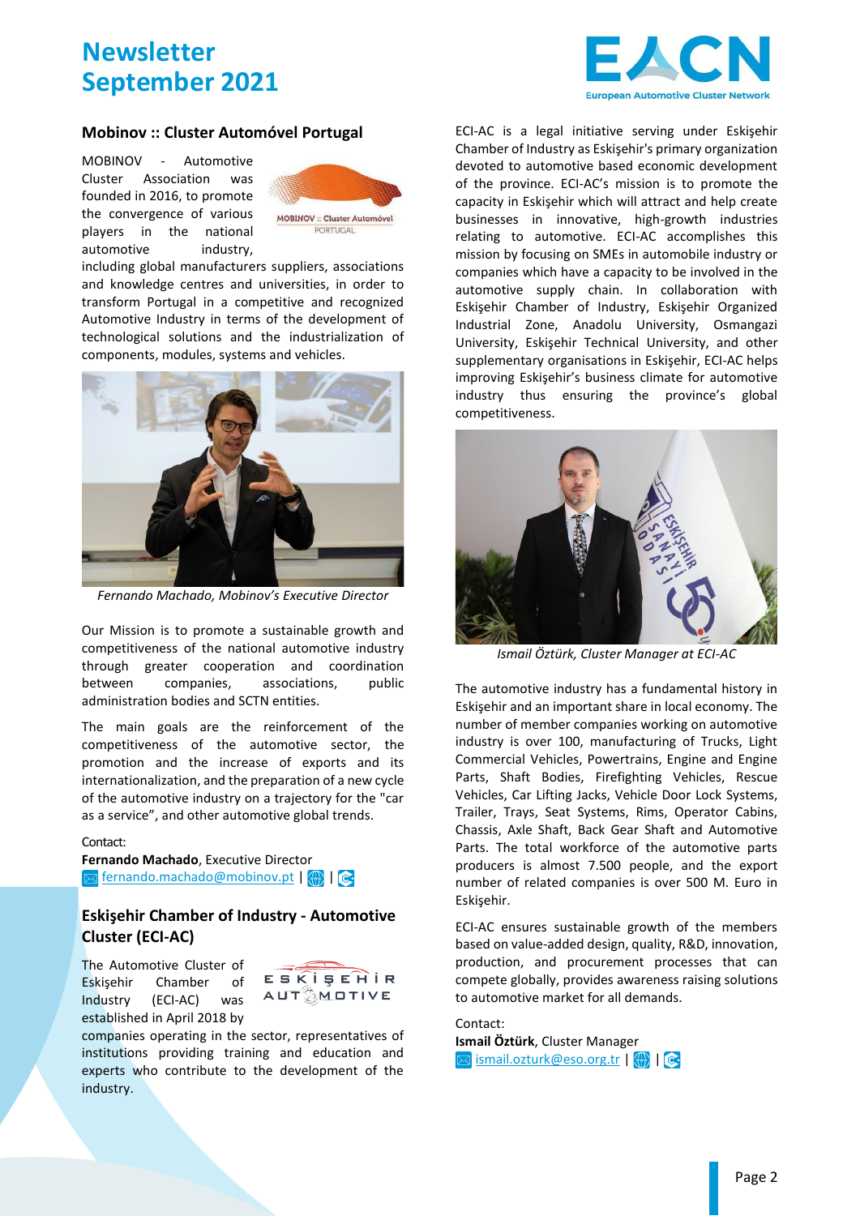## Mobinov :: Cluster Automóvel Portugal

MOBINOV - Automotive Cluster Association was founded in 2016, to promote the convergence of various players in the national automotive industry, including global manufacturers suppliers, associations and knowledge centres and universities, in order to transform Portugal in a competitive and recognized Automotive Industry in terms of the development of technological solutions and the industrialization of components, modules, systems and vehicles.

*Fernando Machado, Mobinov's Executive Director*

Our Mission is to promote a sustainable growth and competitiveness of the national automotive industry through greater cooperation and coordination between companies, associations, public administration bodies and SCTN entities.

The main goals are the reinforcement of the competitiveness of the automotive sector, the promotion and the increase of exports and its internationalization, and the preparation of a new cycle of the automotive industry on a trajectory for the "car as a service", and other automotive global trends.

Contact:
**Fernando Machado**, Executive Director
fernando.machado@mobinov.pt | |

## Eskişehir Chamber of Industry - Automotive Cluster (ECI-AC)

The Automotive Cluster of Eskişehir Chamber of Industry (ECI-AC) was established in April 2018 by companies operating in the sector, representatives of institutions providing training and education and experts who contribute to the development of the industry.

ECI-AC is a legal initiative serving under Eskişehir Chamber of Industry as Eskişehir's primary organization devoted to automotive based economic development of the province. ECI-AC's mission is to promote the capacity in Eskişehir which will attract and help create businesses in innovative, high-growth industries relating to automotive. ECI-AC accomplishes this mission by focusing on SMEs in automobile industry or companies which have a capacity to be involved in the automotive supply chain. In collaboration with Eskişehir Chamber of Industry, Eskişehir Organized Industrial Zone, Anadolu University, Osmangazi University, Eskişehir Technical University, and other supplementary organisations in Eskişehir, ECI-AC helps improving Eskişehir's business climate for automotive industry thus ensuring the province's global competitiveness.

*Ismail Öztürk, Cluster Manager at ECI-AC*

The automotive industry has a fundamental history in Eskişehir and an important share in local economy. The number of member companies working on automotive industry is over 100, manufacturing of Trucks, Light Commercial Vehicles, Powertrains, Engine and Engine Parts, Shaft Bodies, Firefighting Vehicles, Rescue Vehicles, Car Lifting Jacks, Vehicle Door Lock Systems, Trailer, Trays, Seat Systems, Rims, Operator Cabins, Chassis, Axle Shaft, Back Gear Shaft and Automotive Parts. The total workforce of the automotive parts producers is almost 7.500 people, and the export number of related companies is over 500 M. Euro in Eskişehir.

ECI-AC ensures sustainable growth of the members based on value-added design, quality, R&D, innovation, production, and procurement processes that can compete globally, provides awareness raising solutions to automotive market for all demands.

Contact:
**Ismail Öztürk**, Cluster Manager
ismail.ozturk@eso.org.tr | |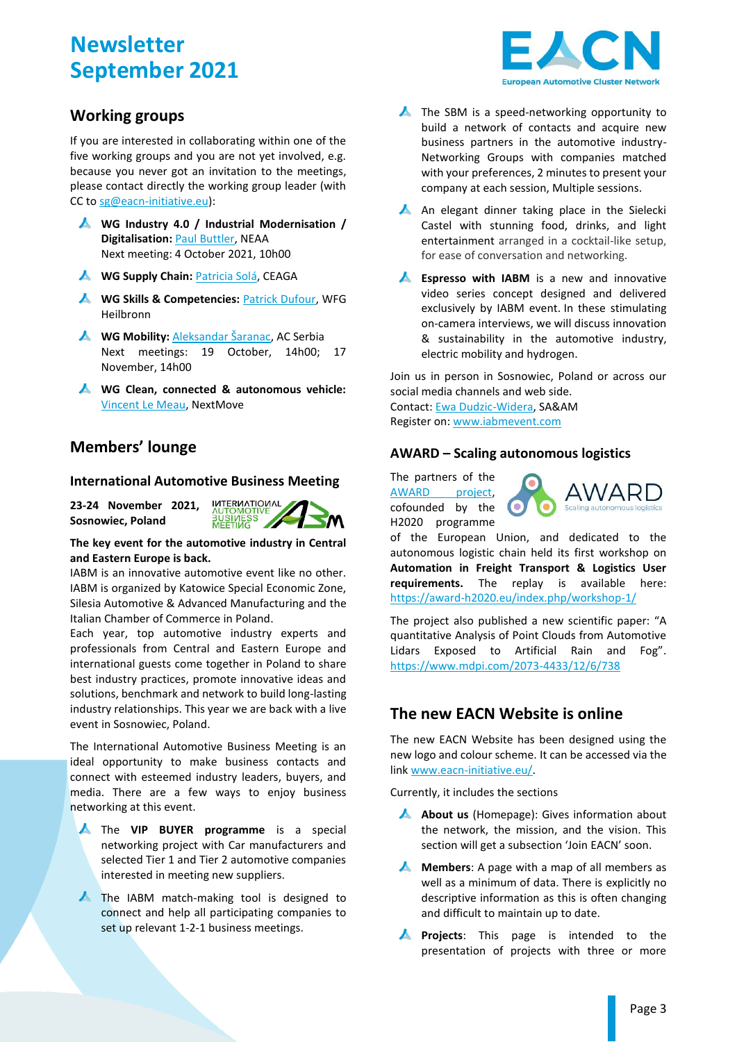# Newsletter September 2021

## Working groups

If you are interested in collaborating within one of the five working groups and you are not yet involved, e.g. because you never got an invitation to the meetings, please contact directly the working group leader (with CC to sg@eacn-initiative.eu):

- **WG Industry 4.0 / Industrial Modernisation / Digitalisation:** Paul Buttler, NEAA
  Next meeting: 4 October 2021, 10h00
- **WG Supply Chain:** Patricia Solá, CEAGA
- **WG Skills & Competencies:** Patrick Dufour, WFG Heilbronn
- **WG Mobility:** Aleksandar Šaranac, AC Serbia
  Next meetings: 19 October, 14h00; 17 November, 14h00
- **WG Clean, connected & autonomous vehicle:** Vincent Le Meau, NextMove

## Members' lounge

### International Automotive Business Meeting

**23-24 November 2021, Sosnowiec, Poland**

**The key event for the automotive industry in Central and Eastern Europe is back.**

IABM is an innovative automotive event like no other. IABM is organized by Katowice Special Economic Zone, Silesia Automotive & Advanced Manufacturing and the Italian Chamber of Commerce in Poland.

Each year, top automotive industry experts and professionals from Central and Eastern Europe and international guests come together in Poland to share best industry practices, promote innovative ideas and solutions, benchmark and network to build long-lasting industry relationships. This year we are back with a live event in Sosnowiec, Poland.

The International Automotive Business Meeting is an ideal opportunity to make business contacts and connect with esteemed industry leaders, buyers, and media. There are a few ways to enjoy business networking at this event.

- The **VIP BUYER programme** is a special networking project with Car manufacturers and selected Tier 1 and Tier 2 automotive companies interested in meeting new suppliers.
- The IABM match-making tool is designed to connect and help all participating companies to set up relevant 1-2-1 business meetings.
- The SBM is a speed-networking opportunity to build a network of contacts and acquire new business partners in the automotive industry-Networking Groups with companies matched with your preferences, 2 minutes to present your company at each session, Multiple sessions.
- An elegant dinner taking place in the Sielecki Castel with stunning food, drinks, and light entertainment arranged in a cocktail-like setup, for ease of conversation and networking.
- **Espresso with IABM** is a new and innovative video series concept designed and delivered exclusively by IABM event. In these stimulating on-camera interviews, we will discuss innovation & sustainability in the automotive industry, electric mobility and hydrogen.

Join us in person in Sosnowiec, Poland or across our social media channels and web side.
Contact: Ewa Dudzic-Widera, SA&AM
Register on: www.iabmevent.com

### AWARD – Scaling autonomous logistics

The partners of the AWARD project, cofounded by the H2020 programme of the European Union, and dedicated to the autonomous logistic chain held its first workshop on **Automation in Freight Transport & Logistics User requirements.** The replay is available here: https://award-h2020.eu/index.php/workshop-1/

The project also published a new scientific paper: "A quantitative Analysis of Point Clouds from Automotive Lidars Exposed to Artificial Rain and Fog". https://www.mdpi.com/2073-4433/12/6/738

## The new EACN Website is online

The new EACN Website has been designed using the new logo and colour scheme. It can be accessed via the link www.eacn-initiative.eu/.

Currently, it includes the sections

- **About us** (Homepage): Gives information about the network, the mission, and the vision. This section will get a subsection 'Join EACN' soon.
- **Members**: A page with a map of all members as well as a minimum of data. There is explicitly no descriptive information as this is often changing and difficult to maintain up to date.
- **Projects**: This page is intended to the presentation of projects with three or more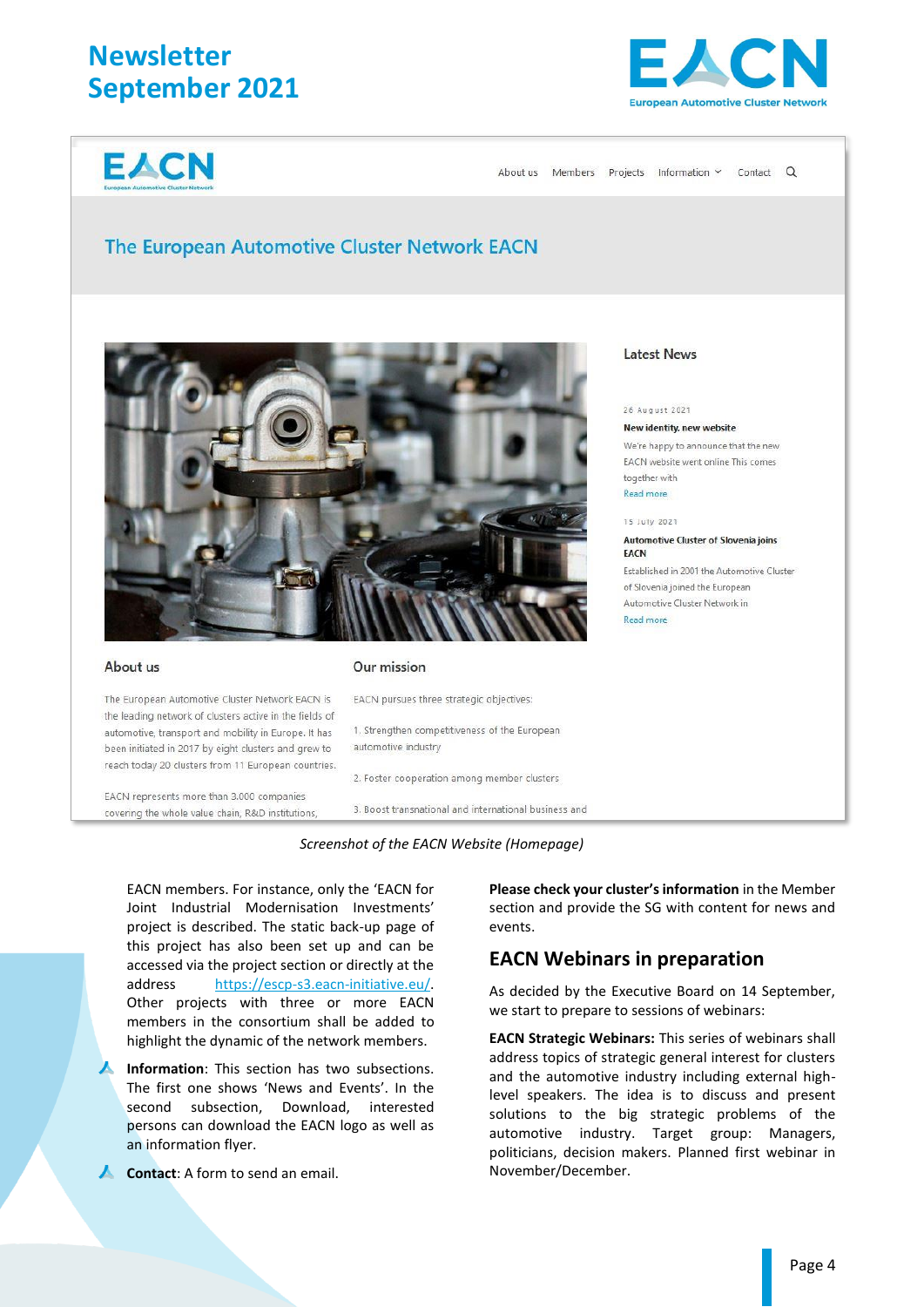*Screenshot of the EACN Website (Homepage)*

EACN members. For instance, only the 'EACN for Joint Industrial Modernisation Investments' project is described. The static back-up page of this project has also been set up and can be accessed via the project section or directly at the address https://escp-s3.eacn-initiative.eu/. Other projects with three or more EACN members in the consortium shall be added to highlight the dynamic of the network members.

- **Information**: This section has two subsections. The first one shows 'News and Events'. In the second subsection, Download, interested persons can download the EACN logo as well as an information flyer.
- **Contact**: A form to send an email.

**Please check your cluster's information** in the Member section and provide the SG with content for news and events.

## EACN Webinars in preparation

As decided by the Executive Board on 14 September, we start to prepare to sessions of webinars:

**EACN Strategic Webinars:** This series of webinars shall address topics of strategic general interest for clusters and the automotive industry including external high-level speakers. The idea is to discuss and present solutions to the big strategic problems of the automotive industry. Target group: Managers, politicians, decision makers. Planned first webinar in November/December.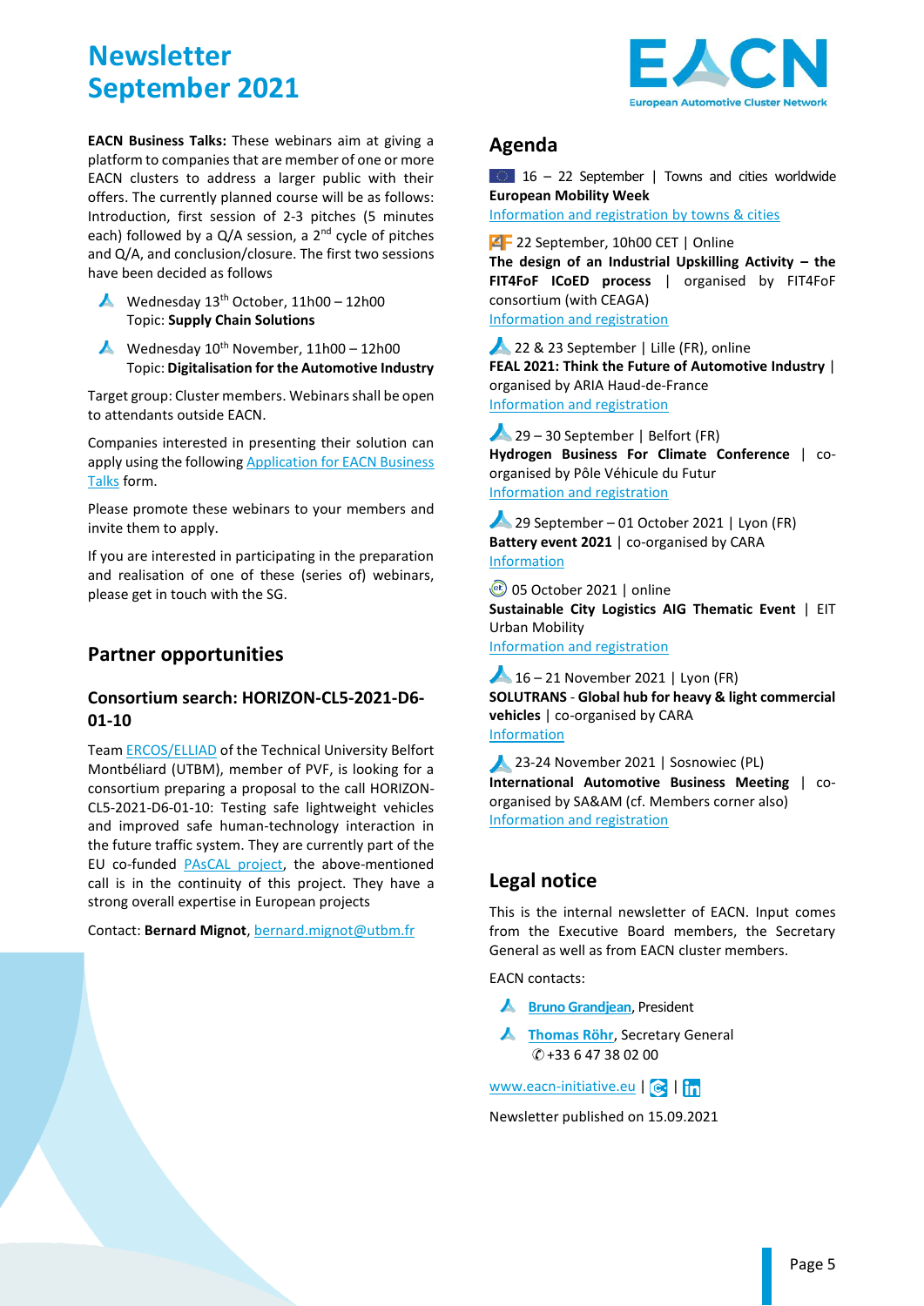# Newsletter September 2021

**EACN Business Talks:** These webinars aim at giving a platform to companies that are member of one or more EACN clusters to address a larger public with their offers. The currently planned course will be as follows: Introduction, first session of 2-3 pitches (5 minutes each) followed by a Q/A session, a 2nd cycle of pitches and Q/A, and conclusion/closure. The first two sessions have been decided as follows

- Wednesday 13th October, 11h00 – 12h00
  Topic: **Supply Chain Solutions**
- Wednesday 10th November, 11h00 – 12h00
  Topic: **Digitalisation for the Automotive Industry**

Target group: Cluster members. Webinars shall be open to attendants outside EACN.

Companies interested in presenting their solution can apply using the following Application for EACN Business Talks form.

Please promote these webinars to your members and invite them to apply.

If you are interested in participating in the preparation and realisation of one of these (series of) webinars, please get in touch with the SG.

## Partner opportunities

### Consortium search: HORIZON-CL5-2021-D6-01-10

Team ERCOS/ELLIAD of the Technical University Belfort Montbéliard (UTBM), member of PVF, is looking for a consortium preparing a proposal to the call HORIZON-CL5-2021-D6-01-10: Testing safe lightweight vehicles and improved safe human-technology interaction in the future traffic system. They are currently part of the EU co-funded PAsCAL project, the above-mentioned call is in the continuity of this project. They have a strong overall expertise in European projects

Contact: **Bernard Mignot**, bernard.mignot@utbm.fr

## Agenda

16 – 22 September | Towns and cities worldwide
**European Mobility Week**
Information and registration by towns & cities

22 September, 10h00 CET | Online
**The design of an Industrial Upskilling Activity – the FIT4FoF ICoED process** | organised by FIT4FoF consortium (with CEAGA)
Information and registration

22 & 23 September | Lille (FR), online
**FEAL 2021: Think the Future of Automotive Industry** | organised by ARIA Haud-de-France
Information and registration

29 – 30 September | Belfort (FR)
**Hydrogen Business For Climate Conference** | co-organised by Pôle Véhicule du Futur
Information and registration

29 September – 01 October 2021 | Lyon (FR)
**Battery event 2021** | co-organised by CARA
Information

05 October 2021 | online
**Sustainable City Logistics AIG Thematic Event** | EIT Urban Mobility
Information and registration

16 – 21 November 2021 | Lyon (FR)
**SOLUTRANS** - **Global hub for heavy & light commercial vehicles** | co-organised by CARA
Information

23-24 November 2021 | Sosnowiec (PL)
**International Automotive Business Meeting** | co-organised by SA&AM (cf. Members corner also)
Information and registration

## Legal notice

This is the internal newsletter of EACN. Input comes from the Executive Board members, the Secretary General as well as from EACN cluster members.

EACN contacts:

- **Bruno Grandjean**, President
- **Thomas Röhr**, Secretary General
  ✆ +33 6 47 38 02 00

www.eacn-initiative.eu | |

Newsletter published on 15.09.2021